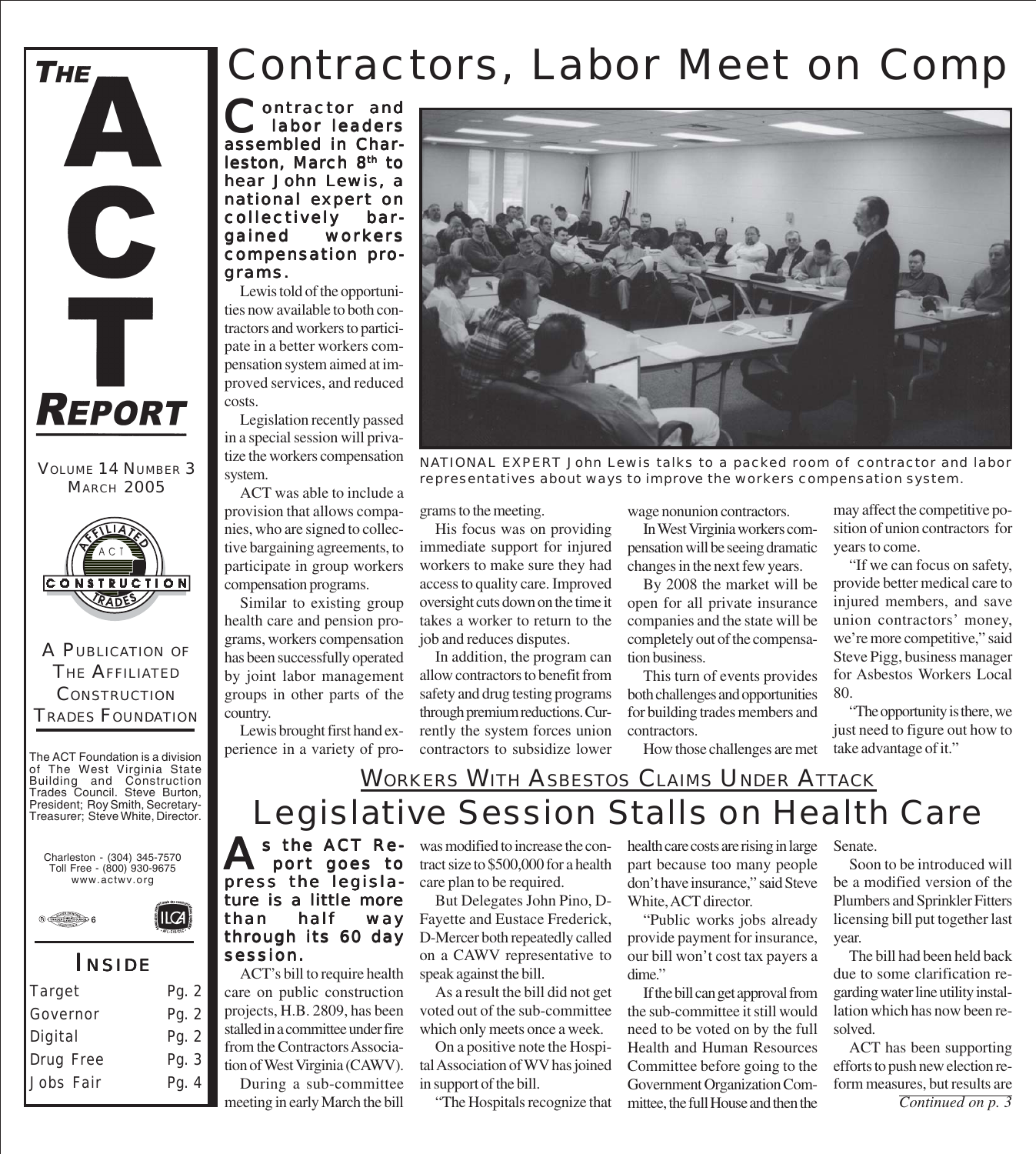# THE ACT REPORT

VOLUME 14 NUMBER 3
MARCH 2005

A PUBLICATION OF THE AFFILIATED CONSTRUCTION TRADES FOUNDATION

The ACT Foundation is a division of The West Virginia State Building and Construction Trades Council. Steve Burton, President; Roy Smith, Secretary-Treasurer; Steve White, Director.

Charleston - (304) 345-7570
Toll Free - (800) 930-9675
www.actwv.org

## INSIDE

| | |
|---|---|
| Target | Pg. 2 |
| Governor | Pg. 2 |
| Digital | Pg. 2 |
| Drug Free | Pg. 3 |
| Jobs Fair | Pg. 4 |

# Contractors, Labor Meet on Comp

**Contractor and labor leaders assembled in Charleston, March 8th to hear John Lewis, a national expert on collectively bargained workers compensation programs.**

Lewis told of the opportunities now available to both contractors and workers to participate in a better workers compensation system aimed at improved services, and reduced costs.

Legislation recently passed in a special session will privatize the workers compensation system.

ACT was able to include a provision that allows companies, who are signed to collective bargaining agreements, to participate in group workers compensation programs.

Similar to existing group health care and pension programs, workers compensation has been successfully operated by joint labor management groups in other parts of the country.

Lewis brought first hand experience in a variety of programs to the meeting.

NATIONAL EXPERT John Lewis talks to a packed room of contractor and labor representatives about ways to improve the workers compensation system.

His focus was on providing immediate support for injured workers to make sure they had access to quality care. Improved oversight cuts down on the time it takes a worker to return to the job and reduces disputes.

In addition, the program can allow contractors to benefit from safety and drug testing programs through premium reductions. Currently the system forces union contractors to subsidize lower wage nonunion contractors.

In West Virginia workers compensation will be seeing dramatic changes in the next few years.

By 2008 the market will be open for all private insurance companies and the state will be completely out of the compensation business.

This turn of events provides both challenges and opportunities for building trades members and contractors.

How those challenges are met may affect the competitive position of union contractors for years to come.

"If we can focus on safety, provide better medical care to injured members, and save union contractors' money, we're more competitive," said Steve Pigg, business manager for Asbestos Workers Local 80.

"The opportunity is there, we just need to figure out how to take advantage of it."

## WORKERS WITH ASBESTOS CLAIMS UNDER ATTACK

# Legislative Session Stalls on Health Care

**As the ACT Report goes to press the legislature is a little more than half way through its 60 day session.**

ACT's bill to require health care on public construction projects, H.B. 2809, has been stalled in a committee under fire from the Contractors Association of West Virginia (CAWV).

During a sub-committee meeting in early March the bill was modified to increase the contract size to $500,000 for a health care plan to be required.

But Delegates John Pino, D-Fayette and Eustace Frederick, D-Mercer both repeatedly called on a CAWV representative to speak against the bill.

As a result the bill did not get voted out of the sub-committee which only meets once a week.

On a positive note the Hospital Association of WV has joined in support of the bill.

"The Hospitals recognize that health care costs are rising in large part because too many people don't have insurance," said Steve White, ACT director.

"Public works jobs already provide payment for insurance, our bill won't cost tax payers a dime."

If the bill can get approval from the sub-committee it still would need to be voted on by the full Health and Human Resources Committee before going to the Government Organization Committee, the full House and then the Senate.

Soon to be introduced will be a modified version of the Plumbers and Sprinkler Fitters licensing bill put together last year.

The bill had been held back due to some clarification regarding water line utility installation which has now been resolved.

ACT has been supporting efforts to push new election reform measures, but results are

*Continued on p. 3*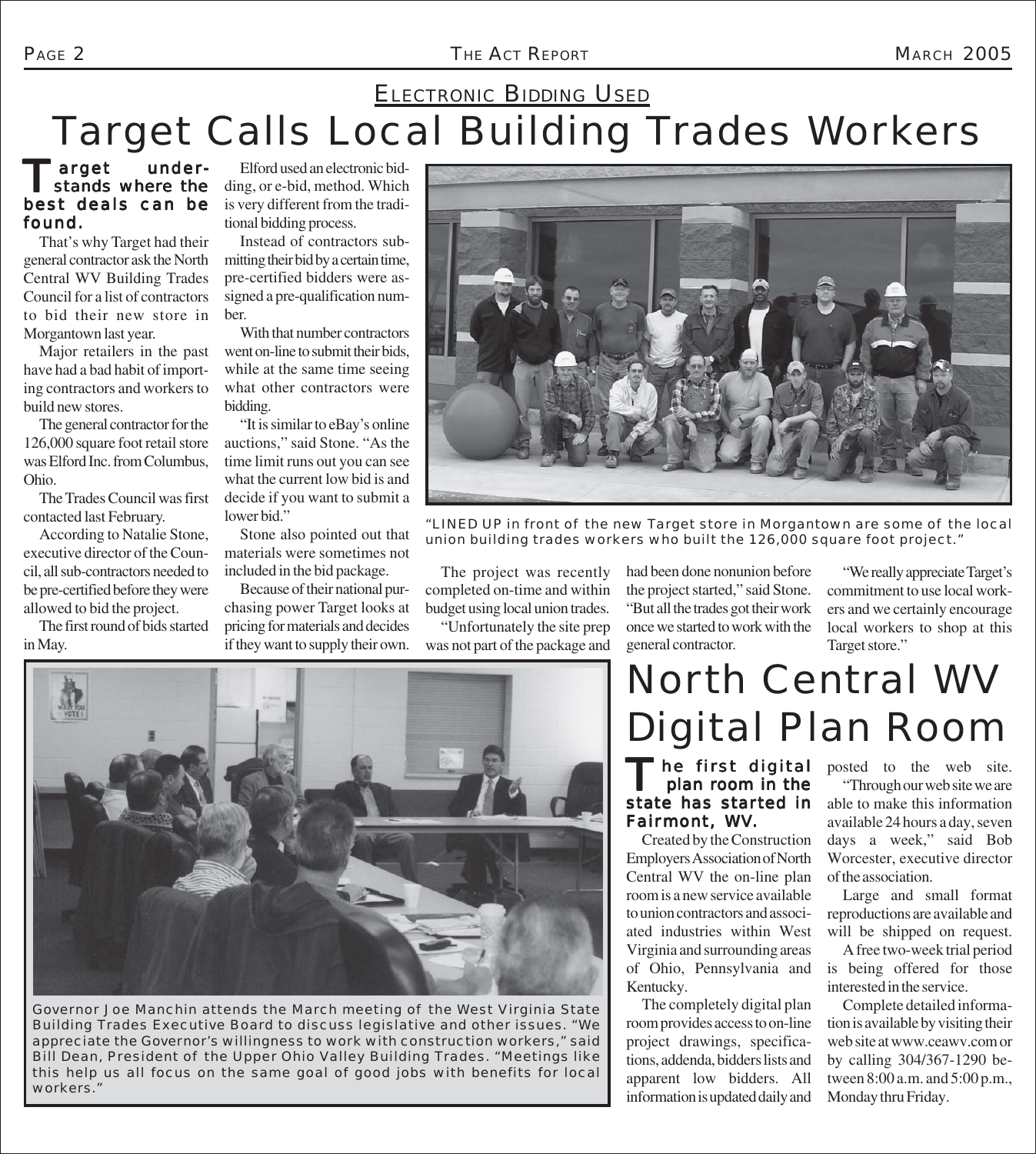## Electronic Bidding Used

# Target Calls Local Building Trades Workers

**Target understands where the best deals can be found.**

That's why Target had their general contractor ask the North Central WV Building Trades Council for a list of contractors to bid their new store in Morgantown last year.

Major retailers in the past have had a bad habit of importing contractors and workers to build new stores.

The general contractor for the 126,000 square foot retail store was Elford Inc. from Columbus, Ohio.

The Trades Council was first contacted last February.

According to Natalie Stone, executive director of the Council, all sub-contractors needed to be pre-certified before they were allowed to bid the project.

The first round of bids started in May.

Elford used an electronic bidding, or e-bid, method. Which is very different from the traditional bidding process.

Instead of contractors submitting their bid by a certain time, pre-certified bidders were assigned a pre-qualification number.

With that number contractors went on-line to submit their bids, while at the same time seeing what other contractors were bidding.

"It is similar to eBay's online auctions," said Stone. "As the time limit runs out you can see what the current low bid is and decide if you want to submit a lower bid."

Stone also pointed out that materials were sometimes not included in the bid package.

Because of their national purchasing power Target looks at pricing for materials and decides if they want to supply their own.

"LINED UP in front of the new Target store in Morgantown are some of the local union building trades workers who built the 126,000 square foot project."

The project was recently completed on-time and within budget using local union trades.

"Unfortunately the site prep was not part of the package and had been done nonunion before the project started," said Stone. "But all the trades got their work once we started to work with the general contractor.

"We really appreciate Target's commitment to use local workers and we certainly encourage local workers to shop at this Target store."

Governor Joe Manchin attends the March meeting of the West Virginia State Building Trades Executive Board to discuss legislative and other issues. "We appreciate the Governor's willingness to work with construction workers," said Bill Dean, President of the Upper Ohio Valley Building Trades. "Meetings like this help us all focus on the same goal of good jobs with benefits for local workers."

# North Central WV Digital Plan Room

**The first digital plan room in the state has started in Fairmont, WV.**

Created by the Construction Employers Association of North Central WV the on-line plan room is a new service available to union contractors and associated industries within West Virginia and surrounding areas of Ohio, Pennsylvania and Kentucky.

The completely digital plan room provides access to on-line project drawings, specifications, addenda, bidders lists and apparent low bidders. All information is updated daily and posted to the web site.

"Through our web site we are able to make this information available 24 hours a day, seven days a week," said Bob Worcester, executive director of the association.

Large and small format reproductions are available and will be shipped on request.

A free two-week trial period is being offered for those interested in the service.

Complete detailed information is available by visiting their web site at www.ceawv.com or by calling 304/367-1290 between 8:00 a.m. and 5:00 p.m., Monday thru Friday.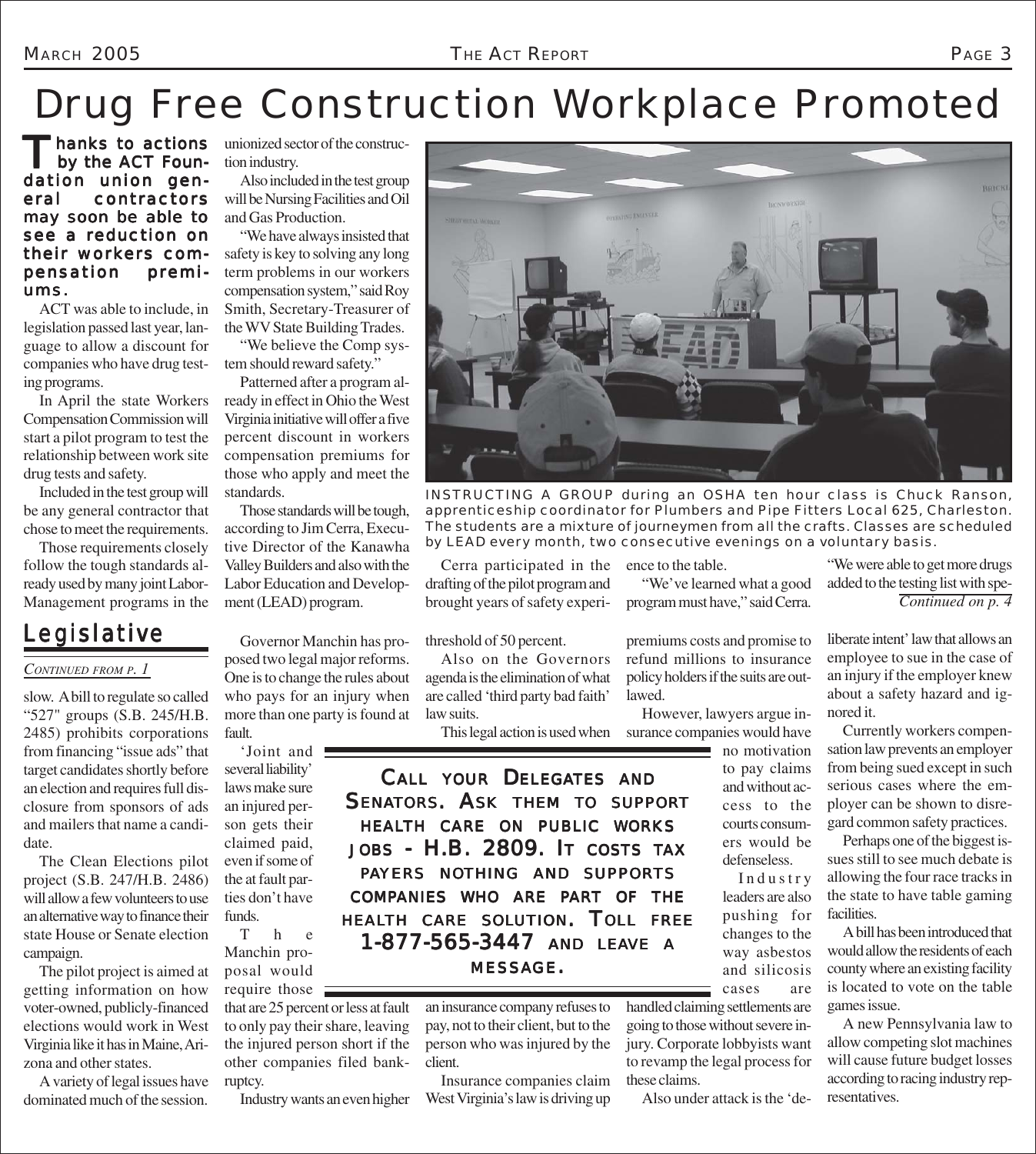# Drug Free Construction Workplace Promoted

**Thanks to actions by the ACT Foundation union general contractors may soon be able to see a reduction on their workers compensation premiums.**

ACT was able to include, in legislation passed last year, language to allow a discount for companies who have drug testing programs.

In April the state Workers Compensation Commission will start a pilot program to test the relationship between work site drug tests and safety.

Included in the test group will be any general contractor that chose to meet the requirements.

Those requirements closely follow the tough standards already used by many joint Labor-Management programs in the unionized sector of the construction industry.

Also included in the test group will be Nursing Facilities and Oil and Gas Production.

"We have always insisted that safety is key to solving any long term problems in our workers compensation system," said Roy Smith, Secretary-Treasurer of the WV State Building Trades.

"We believe the Comp system should reward safety."

Patterned after a program already in effect in Ohio the West Virginia initiative will offer a five percent discount in workers compensation premiums for those who apply and meet the standards.

Those standards will be tough, according to Jim Cerra, Executive Director of the Kanawha Valley Builders and also with the Labor Education and Development (LEAD) program.

INSTRUCTING A GROUP during an OSHA ten hour class is Chuck Ranson, apprenticeship coordinator for Plumbers and Pipe Fitters Local 625, Charleston. The students are a mixture of journeymen from all the crafts. Classes are scheduled by LEAD every month, two consecutive evenings on a voluntary basis.

Cerra participated in the drafting of the pilot program and brought years of safety experience to the table.

"We've learned what a good program must have," said Cerra.

"We were able to get more drugs added to the testing list with spe-

*Continued on p. 4*

## Legislative

*CONTINUED FROM P. 1*

slow. A bill to regulate so called "527" groups (S.B. 245/H.B. 2485) prohibits corporations from financing "issue ads" that target candidates shortly before an election and requires full disclosure from sponsors of ads and mailers that name a candidate.

The Clean Elections pilot project (S.B. 247/H.B. 2486) will allow a few volunteers to use an alternative way to finance their state House or Senate election campaign.

The pilot project is aimed at getting information on how voter-owned, publicly-financed elections would work in West Virginia like it has in Maine, Arizona and other states.

A variety of legal issues have dominated much of the session.

Governor Manchin has proposed two legal major reforms. One is to change the rules about who pays for an injury when more than one party is found at fault.

'Joint and several liability' laws make sure an injured person gets their claimed paid, even if some of the at fault parties don't have funds.

The Manchin proposal would require those that are 25 percent or less at fault to only pay their share, leaving the injured person short if the other companies filed bankruptcy.

Industry wants an even higher threshold of 50 percent.

Also on the Governors agenda is the elimination of what are called 'third party bad faith' law suits.

This legal action is used when an insurance company refuses to pay, not to their client, but to the person who was injured by the client.

Insurance companies claim West Virginia's law is driving up premiums costs and promise to refund millions to insurance policy holders if the suits are outlawed.

However, lawyers argue insurance companies would have no motivation to pay claims and without access to the courts consumers would be defenseless.

Industry leaders are also pushing for changes to the way asbestos and silicosis cases are handled claiming settlements are going to those without severe injury. Corporate lobbyists want to revamp the legal process for these claims.

Also under attack is the 'deliberate intent' law that allows an employee to sue in the case of an injury if the employer knew about a safety hazard and ignored it.

Currently workers compensation law prevents an employer from being sued except in such serious cases where the employer can be shown to disregard common safety practices.

Perhaps one of the biggest issues still to see much debate is allowing the four race tracks in the state to have table gaming facilities.

A bill has been introduced that would allow the residents of each county where an existing facility is located to vote on the table games issue.

A new Pennsylvania law to allow competing slot machines will cause future budget losses according to racing industry representatives.

**CALL YOUR DELEGATES AND SENATORS. ASK THEM TO SUPPORT HEALTH CARE ON PUBLIC WORKS JOBS - H.B. 2809. IT COSTS TAX PAYERS NOTHING AND SUPPORTS COMPANIES WHO ARE PART OF THE HEALTH CARE SOLUTION. TOLL FREE 1-877-565-3447 AND LEAVE A MESSAGE.**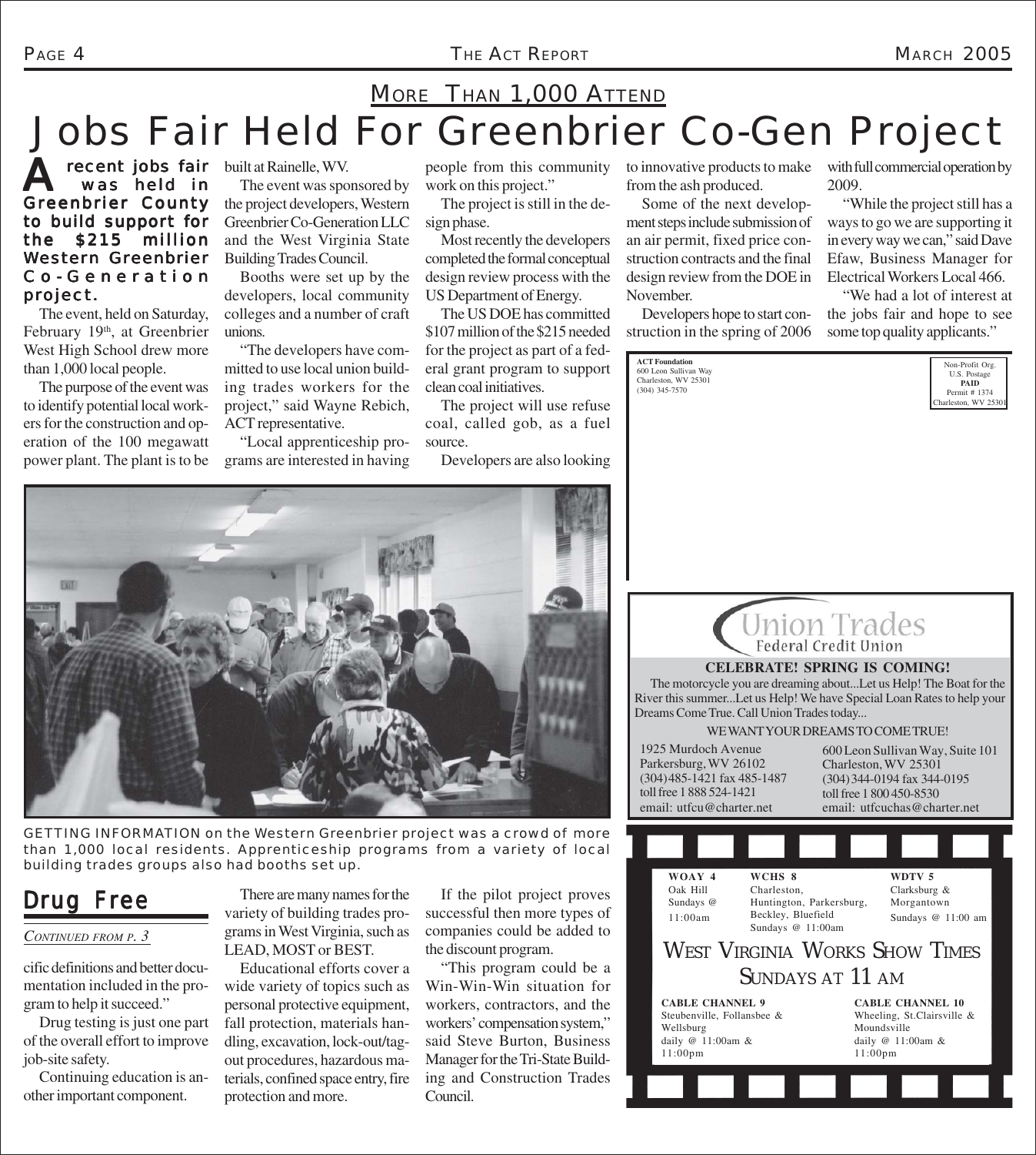## MORE THAN 1,000 ATTEND

# Jobs Fair Held For Greenbrier Co-Gen Project

**A recent jobs fair was held in Greenbrier County to build support for the $215 million Western Greenbrier Co-Generation project.**

The event, held on Saturday, February 19th, at Greenbrier West High School drew more than 1,000 local people.

The purpose of the event was to identify potential local workers for the construction and operation of the 100 megawatt power plant. The plant is to be built at Rainelle, WV.

The event was sponsored by the project developers, Western Greenbrier Co-Generation LLC and the West Virginia State Building Trades Council.

Booths were set up by the developers, local community colleges and a number of craft unions.

"The developers have committed to use local union building trades workers for the project," said Wayne Rebich, ACT representative.

"Local apprenticeship programs are interested in having people from this community work on this project."

The project is still in the design phase.

Most recently the developers completed the formal conceptual design review process with the US Department of Energy.

The US DOE has committed $107 million of the $215 needed for the project as part of a federal grant program to support clean coal initiatives.

The project will use refuse coal, called gob, as a fuel source.

Developers are also looking to innovative products to make from the ash produced.

Some of the next development steps include submission of an air permit, fixed price construction contracts and the final design review from the DOE in November.

Developers hope to start construction in the spring of 2006 with full commercial operation by 2009.

"While the project still has a ways to go we are supporting it in every way we can," said Dave Efaw, Business Manager for Electrical Workers Local 466.

"We had a lot of interest at the jobs fair and hope to see some top quality applicants."

GETTING INFORMATION on the Western Greenbrier project was a crowd of more than 1,000 local residents. Apprenticeship programs from a variety of local building trades groups also had booths set up.

**ACT Foundation**
600 Leon Sullivan Way
Charleston, WV 25301
(304) 345-7570

Non-Profit Org.
U.S. Postage
**PAID**
Permit # 1374
Charleston, WV 25301

## Drug Free

*CONTINUED FROM P. 3*

cific definitions and better documentation included in the program to help it succeed."

Drug testing is just one part of the overall effort to improve job-site safety.

Continuing education is another important component.

There are many names for the variety of building trades programs in West Virginia, such as LEAD, MOST or BEST.

Educational efforts cover a wide variety of topics such as personal protective equipment, fall protection, materials handling, excavation, lock-out/tag-out procedures, hazardous materials, confined space entry, fire protection and more.

If the pilot project proves successful then more types of companies could be added to the discount program.

"This program could be a Win-Win-Win situation for workers, contractors, and the workers' compensation system," said Steve Burton, Business Manager for the Tri-State Building and Construction Trades Council.

**Union Trades**
Federal Credit Union

**CELEBRATE! SPRING IS COMING!**

The motorcycle you are dreaming about...Let us Help! The Boat for the River this summer...Let us Help! We have Special Loan Rates to help your Dreams Come True. Call Union Trades today...

WE WANT YOUR DREAMS TO COME TRUE!

1925 Murdoch Avenue
Parkersburg, WV 26102
(304)485-1421 fax 485-1487
toll free 1 888 524-1421
email: utfcu@charter.net

600 Leon Sullivan Way, Suite 101
Charleston, WV 25301
(304)344-0194 fax 344-0195
toll free 1 800 450-8530
email: utfcuchas@charter.net

**WOAY 4**
Oak Hill
Sundays @ 11:00am

**WCHS 8**
Charleston, Huntington, Parkersburg, Beckley, Bluefield
Sundays @ 11:00am

**WDTV 5**
Clarksburg & Morgantown
Sundays @ 11:00 am

### WEST VIRGINIA WORKS SHOW TIMES SUNDAYS AT 11 AM

**CABLE CHANNEL 9**
Steubenville, Follansbee & Wellsburg
daily @ 11:00am & 11:00pm

**CABLE CHANNEL 10**
Wheeling, St.Clairsville & Moundsville
daily @ 11:00am & 11:00pm